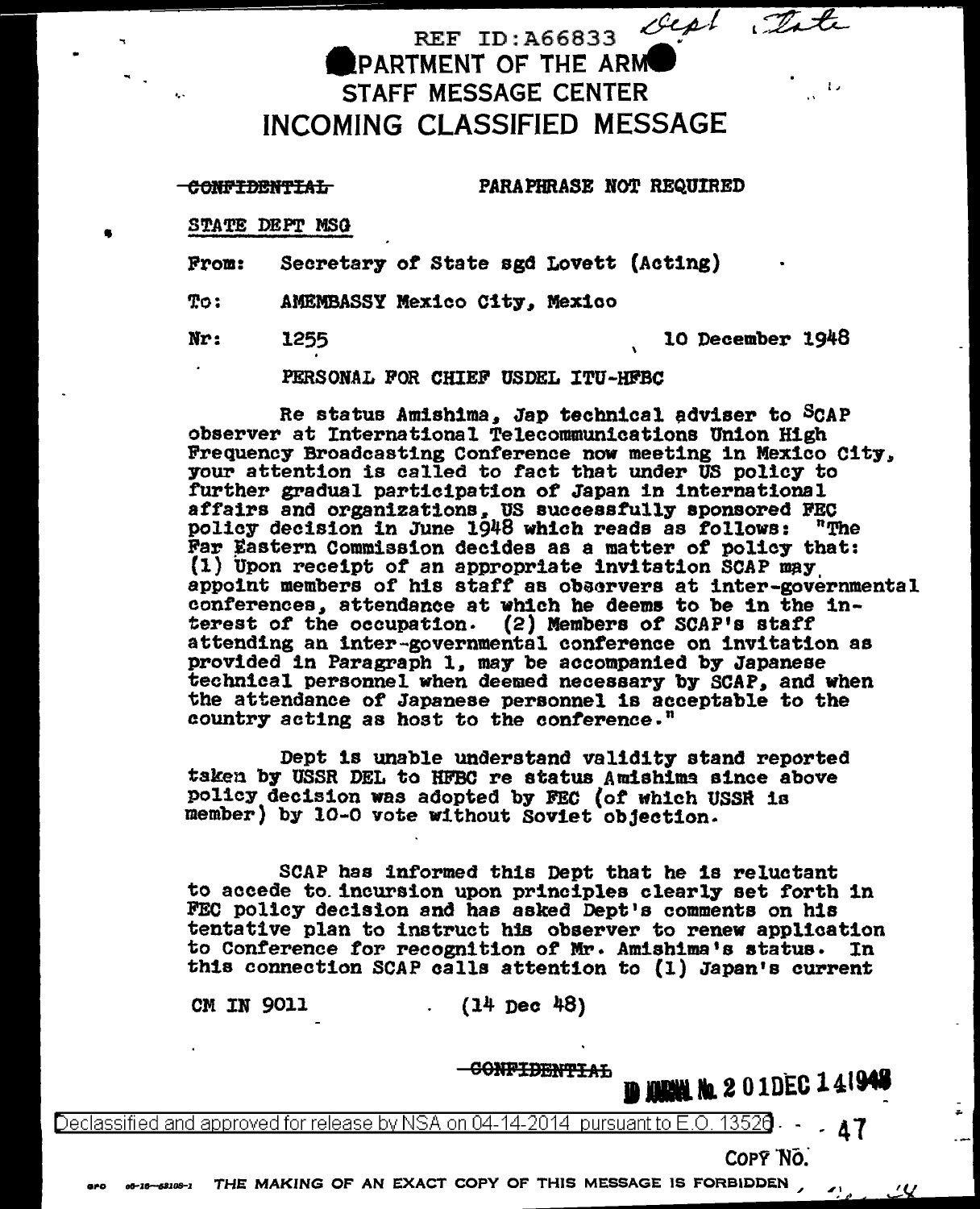REF ID:A66833 *Dept State*

# DEPARTMENT OF THE ARMY
# STAFF MESSAGE CENTER
# INCOMING CLASSIFIED MESSAGE

~~CONFIDENTIAL~~ PARAPHRASE NOT REQUIRED

STATE DEPT MSG

From: Secretary of State sgd Lovett (Acting)

To: AMEMBASSY Mexico City, Mexico

Nr: 1255 10 December 1948

PERSONAL FOR CHIEF USDEL ITU-HFBC

Re status Amishima, Jap technical adviser to SCAP observer at International Telecommunications Union High Frequency Broadcasting Conference now meeting in Mexico City, your attention is called to fact that under US policy to further gradual participation of Japan in international affairs and organizations, US successfully sponsored FEC policy decision in June 1948 which reads as follows: "The Far Eastern Commission decides as a matter of policy that: (1) Upon receipt of an appropriate invitation SCAP may appoint members of his staff as observers at inter-governmental conferences, attendance at which he deems to be in the interest of the occupation. (2) Members of SCAP's staff attending an inter-governmental conference on invitation as provided in Paragraph 1, may be accompanied by Japanese technical personnel when deemed necessary by SCAP, and when the attendance of Japanese personnel is acceptable to the country acting as host to the conference."

Dept is unable understand validity stand reported taken by USSR DEL to HFBC re status Amishima since above policy decision was adopted by FEC (of which USSR is member) by 10-0 vote without Soviet objection.

SCAP has informed this Dept that he is reluctant to accede to incursion upon principles clearly set forth in FEC policy decision and has asked Dept's comments on his tentative plan to instruct his observer to renew application to Conference for recognition of Mr. Amishima's status. In this connection SCAP calls attention to (1) Japan's current

CM IN 9011 (14 Dec 48)

~~CONFIDENTIAL~~

ID JAPAN No. 2 01DEC 14 1948

Declassified and approved for release by NSA on 04-14-2014 pursuant to E.O. 13526

47

COPY NO.

THE MAKING OF AN EXACT COPY OF THIS MESSAGE IS FORBIDDEN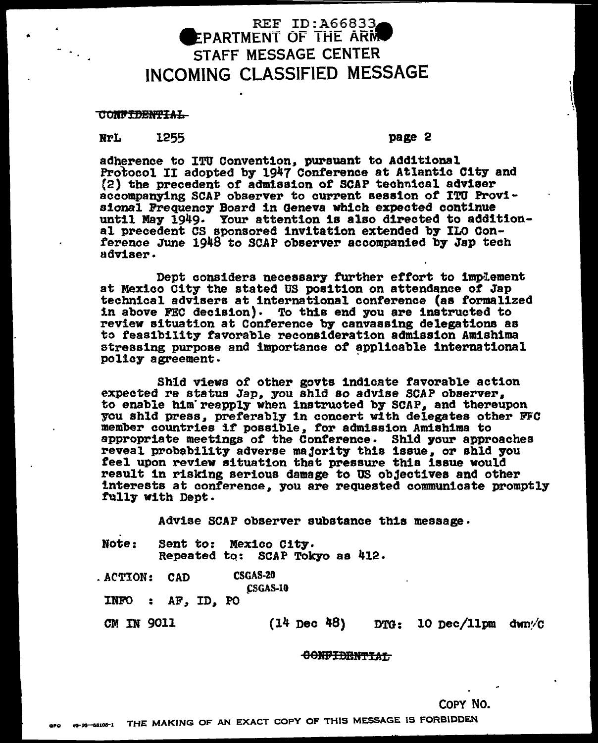REF ID:A66833

# DEPARTMENT OF THE ARMY
## STAFF MESSAGE CENTER
## INCOMING CLASSIFIED MESSAGE

~~CONFIDENTIAL~~

NrL 1255 page 2

adherence to ITU Convention, pursuant to Additional Protocol II adopted by 1947 Conference at Atlantic City and (2) the precedent of admission of SCAP technical adviser accompanying SCAP observer to current session of ITU Provisional Frequency Board in Geneva which expected continue until May 1949. Your attention is also directed to additional precedent CS sponsored invitation extended by ILO Conference June 1948 to SCAP observer accompanied by Jap tech adviser.

Dept considers necessary further effort to implement at Mexico City the stated US position on attendance of Jap technical advisers at international conference (as formalized in above FEC decision). To this end you are instructed to review situation at Conference by canvassing delegations as to feasibility favorable reconsideration admission Amishima stressing purpose and importance of applicable international policy agreement.

Shld views of other govts indicate favorable action expected re status Jap, you shld so advise SCAP observer, to enable him reapply when instructed by SCAP, and thereupon you shld press, preferably in concert with delegates other FEC member countries if possible, for admission Amishima to appropriate meetings of the Conference. Shld your approaches reveal probability adverse majority this issue, or shld you feel upon review situation that pressure this issue would result in risking serious damage to US objectives and other interests at conference, you are requested communicate promptly fully with Dept.

Advise SCAP observer substance this message.

Note: Sent to: Mexico City.
Repeated to: SCAP Tokyo as 412.

ACTION: CAD CSGAS-20
CSGAS-10

INFO : AF, ID, PO

CM IN 9011 (14 Dec 48) DTG: 10 Dec/11pm dwn/c

~~CONFIDENTIAL~~

COPY NO.

THE MAKING OF AN EXACT COPY OF THIS MESSAGE IS FORBIDDEN